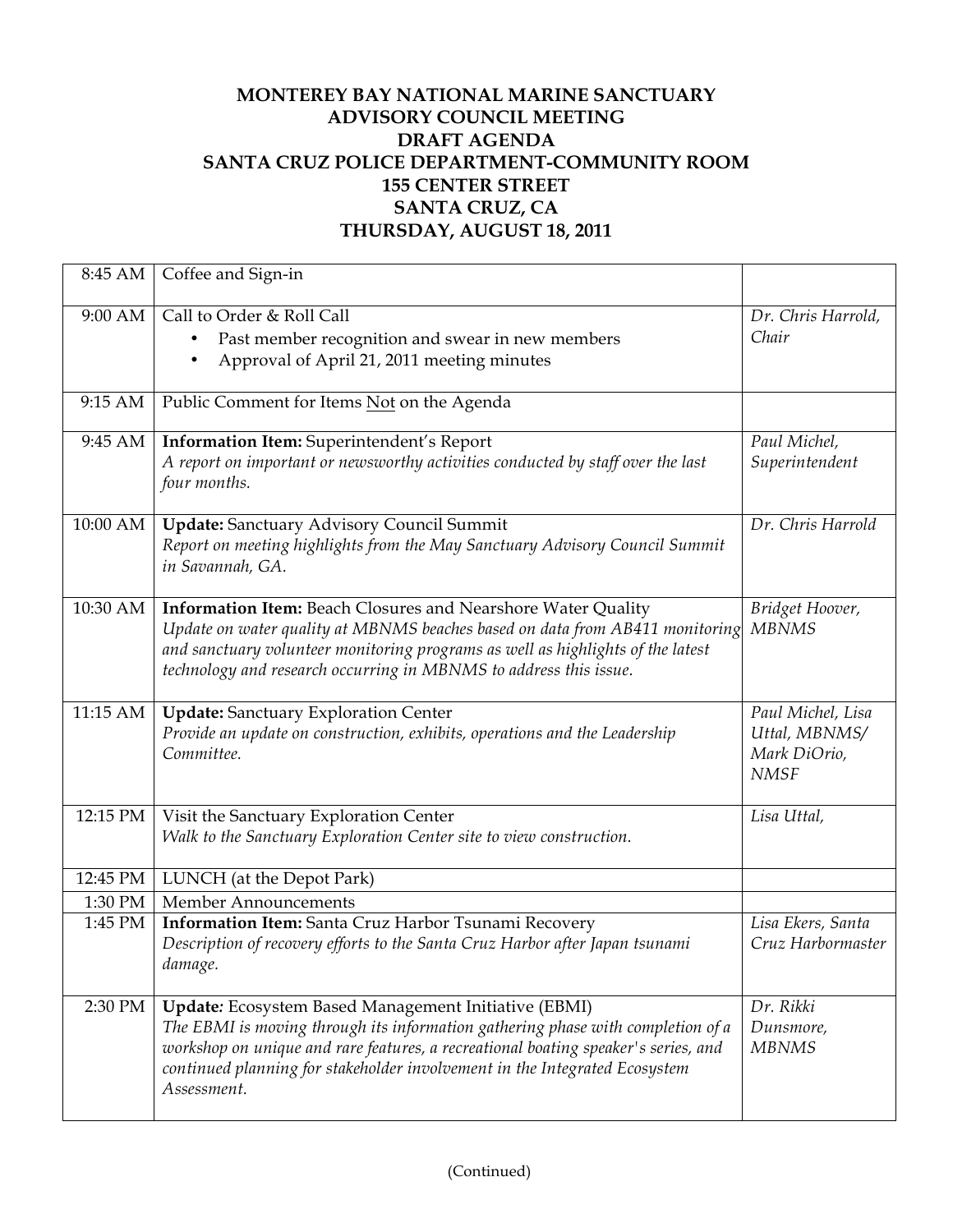# MONTEREY BAY NATIONAL MARINE SANCTUARY
## ADVISORY COUNCIL MEETING
## DRAFT AGENDA
## SANTA CRUZ POLICE DEPARTMENT-COMMUNITY ROOM
## 155 CENTER STREET
## SANTA CRUZ, CA
## THURSDAY, AUGUST 18, 2011

| Time | Item | Presenter |
|---|---|---|
| 8:45 AM | Coffee and Sign-in | |
| 9:00 AM | Call to Order & Roll Call<br>• Past member recognition and swear in new members<br>• Approval of April 21, 2011 meeting minutes | *Dr. Chris Harrold, Chair* |
| 9:15 AM | Public Comment for Items Not on the Agenda | |
| 9:45 AM | **Information Item:** Superintendent's Report<br>*A report on important or newsworthy activities conducted by staff over the last four months.* | *Paul Michel, Superintendent* |
| 10:00 AM | **Update:** Sanctuary Advisory Council Summit<br>*Report on meeting highlights from the May Sanctuary Advisory Council Summit in Savannah, GA.* | *Dr. Chris Harrold* |
| 10:30 AM | **Information Item:** Beach Closures and Nearshore Water Quality<br>*Update on water quality at MBNMS beaches based on data from AB411 monitoring and sanctuary volunteer monitoring programs as well as highlights of the latest technology and research occurring in MBNMS to address this issue.* | *Bridget Hoover, MBNMS* |
| 11:15 AM | **Update:** Sanctuary Exploration Center<br>*Provide an update on construction, exhibits, operations and the Leadership Committee.* | *Paul Michel, Lisa Uttal, MBNMS/ Mark DiOrio, NMSF* |
| 12:15 PM | Visit the Sanctuary Exploration Center<br>*Walk to the Sanctuary Exploration Center site to view construction.* | *Lisa Uttal,* |
| 12:45 PM | LUNCH (at the Depot Park) | |
| 1:30 PM | Member Announcements | |
| 1:45 PM | **Information Item:** Santa Cruz Harbor Tsunami Recovery<br>*Description of recovery efforts to the Santa Cruz Harbor after Japan tsunami damage.* | *Lisa Ekers, Santa Cruz Harbormaster* |
| 2:30 PM | **Update:** Ecosystem Based Management Initiative (EBMI)<br>*The EBMI is moving through its information gathering phase with completion of a workshop on unique and rare features, a recreational boating speaker's series, and continued planning for stakeholder involvement in the Integrated Ecosystem Assessment.* | *Dr. Rikki Dunsmore, MBNMS* |

(Continued)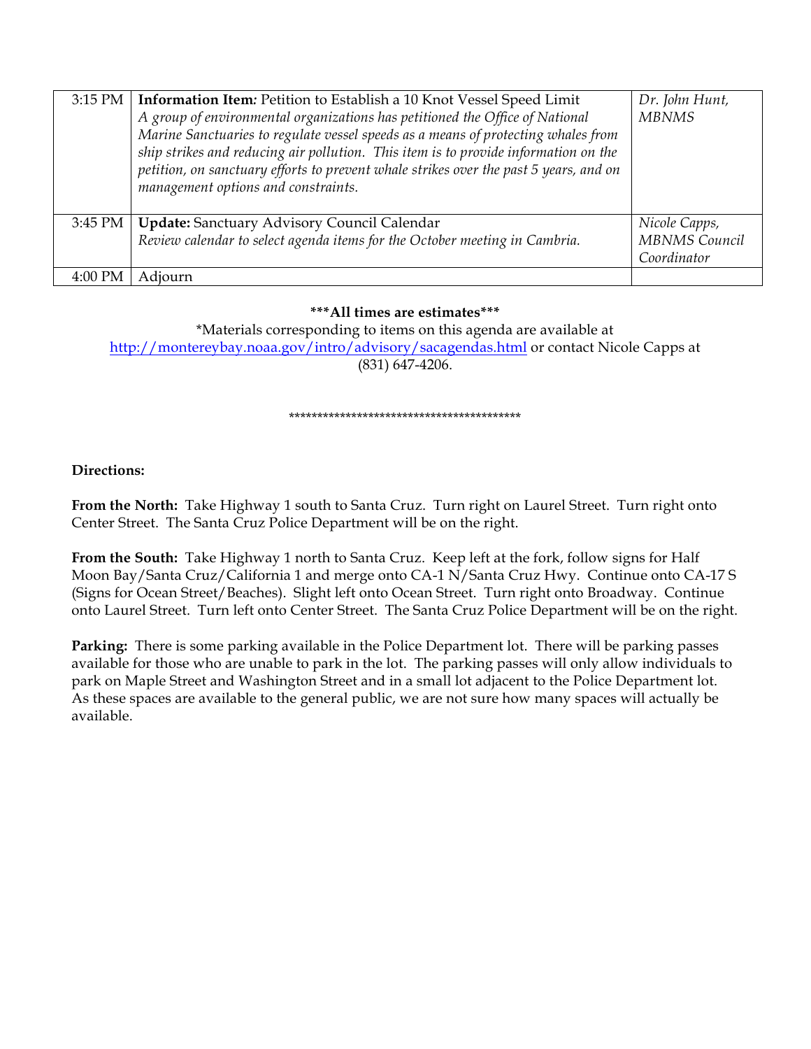| | | |
|---|---|---|
| 3:15 PM | **Information Item***:* Petition to Establish a 10 Knot Vessel Speed Limit<br>*A group of environmental organizations has petitioned the Office of National Marine Sanctuaries to regulate vessel speeds as a means of protecting whales from ship strikes and reducing air pollution. This item is to provide information on the petition, on sanctuary efforts to prevent whale strikes over the past 5 years, and on management options and constraints.* | *Dr. John Hunt, MBNMS* |
| 3:45 PM | **Update:** Sanctuary Advisory Council Calendar<br>*Review calendar to select agenda items for the October meeting in Cambria.* | *Nicole Capps, MBNMS Council Coordinator* |
| 4:00 PM | Adjourn | |

**\*\*\*All times are estimates\*\*\***

\*Materials corresponding to items on this agenda are available at http://montereybay.noaa.gov/intro/advisory/sacagendas.html or contact Nicole Capps at (831) 647-4206.

\*\*\*\*\*\*\*\*\*\*\*\*\*\*\*\*\*\*\*\*\*\*\*\*\*\*\*\*\*\*\*\*\*\*\*\*\*\*\*\*\*\*

**Directions:**

**From the North:** Take Highway 1 south to Santa Cruz. Turn right on Laurel Street. Turn right onto Center Street. The Santa Cruz Police Department will be on the right.

**From the South:** Take Highway 1 north to Santa Cruz. Keep left at the fork, follow signs for Half Moon Bay/Santa Cruz/California 1 and merge onto CA-1 N/Santa Cruz Hwy. Continue onto CA-17 S (Signs for Ocean Street/Beaches). Slight left onto Ocean Street. Turn right onto Broadway. Continue onto Laurel Street. Turn left onto Center Street. The Santa Cruz Police Department will be on the right.

**Parking:** There is some parking available in the Police Department lot. There will be parking passes available for those who are unable to park in the lot. The parking passes will only allow individuals to park on Maple Street and Washington Street and in a small lot adjacent to the Police Department lot. As these spaces are available to the general public, we are not sure how many spaces will actually be available.